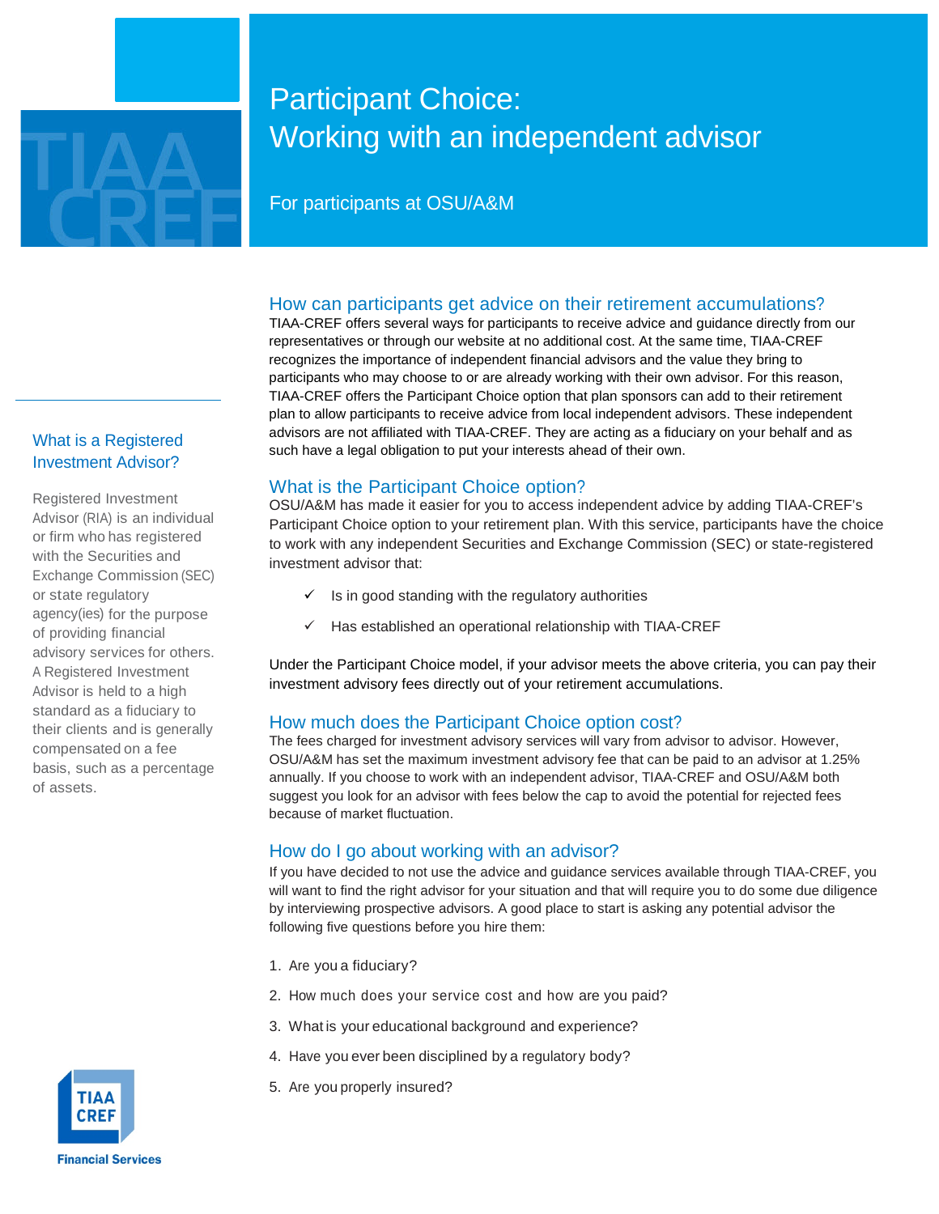# Participant Choice: Working with an independent advisor

For participants at OSU/A&M

## How can participants get advice on their retirement accumulations?

TIAA-CREF offers several ways for participants to receive advice and guidance directly from our representatives or through our website at no additional cost. At the same time, TIAA-CREF recognizes the importance of independent financial advisors and the value they bring to participants who may choose to or are already working with their own advisor. For this reason, TIAA-CREF offers the Participant Choice option that plan sponsors can add to their retirement plan to allow participants to receive advice from local independent advisors. These independent advisors are not affiliated with TIAA-CREF. They are acting as a fiduciary on your behalf and as such have a legal obligation to put your interests ahead of their own.

## What is the Participant Choice option?

OSU/A&M has made it easier for you to access independent advice by adding TIAA-CREF's Participant Choice option to your retirement plan. With this service, participants have the choice to work with any independent Securities and Exchange Commission (SEC) or state-registered investment advisor that:

- ✓ Is in good standing with the regulatory authorities
- ✓ Has established an operational relationship with TIAA-CREF

Under the Participant Choice model, if your advisor meets the above criteria, you can pay their investment advisory fees directly out of your retirement accumulations.

## How much does the Participant Choice option cost?

The fees charged for investment advisory services will vary from advisor to advisor. However, OSU/A&M has set the maximum investment advisory fee that can be paid to an advisor at 1.25% annually. If you choose to work with an independent advisor, TIAA-CREF and OSU/A&M both suggest you look for an advisor with fees below the cap to avoid the potential for rejected fees because of market fluctuation.

## How do I go about working with an advisor?

If you have decided to not use the advice and guidance services available through TIAA-CREF, you will want to find the right advisor for your situation and that will require you to do some due diligence by interviewing prospective advisors. A good place to start is asking any potential advisor the following five questions before you hire them:

1. Are you a fiduciary?
2. How much does your service cost and how are you paid?
3. What is your educational background and experience?
4. Have you ever been disciplined by a regulatory body?
5. Are you properly insured?

### What is a Registered Investment Advisor?

Registered Investment Advisor (RIA) is an individual or firm who has registered with the Securities and Exchange Commission (SEC) or state regulatory agency(ies) for the purpose of providing financial advisory services for others. A Registered Investment Advisor is held to a high standard as a fiduciary to their clients and is generally compensated on a fee basis, such as a percentage of assets.

TIAA CREF Financial Services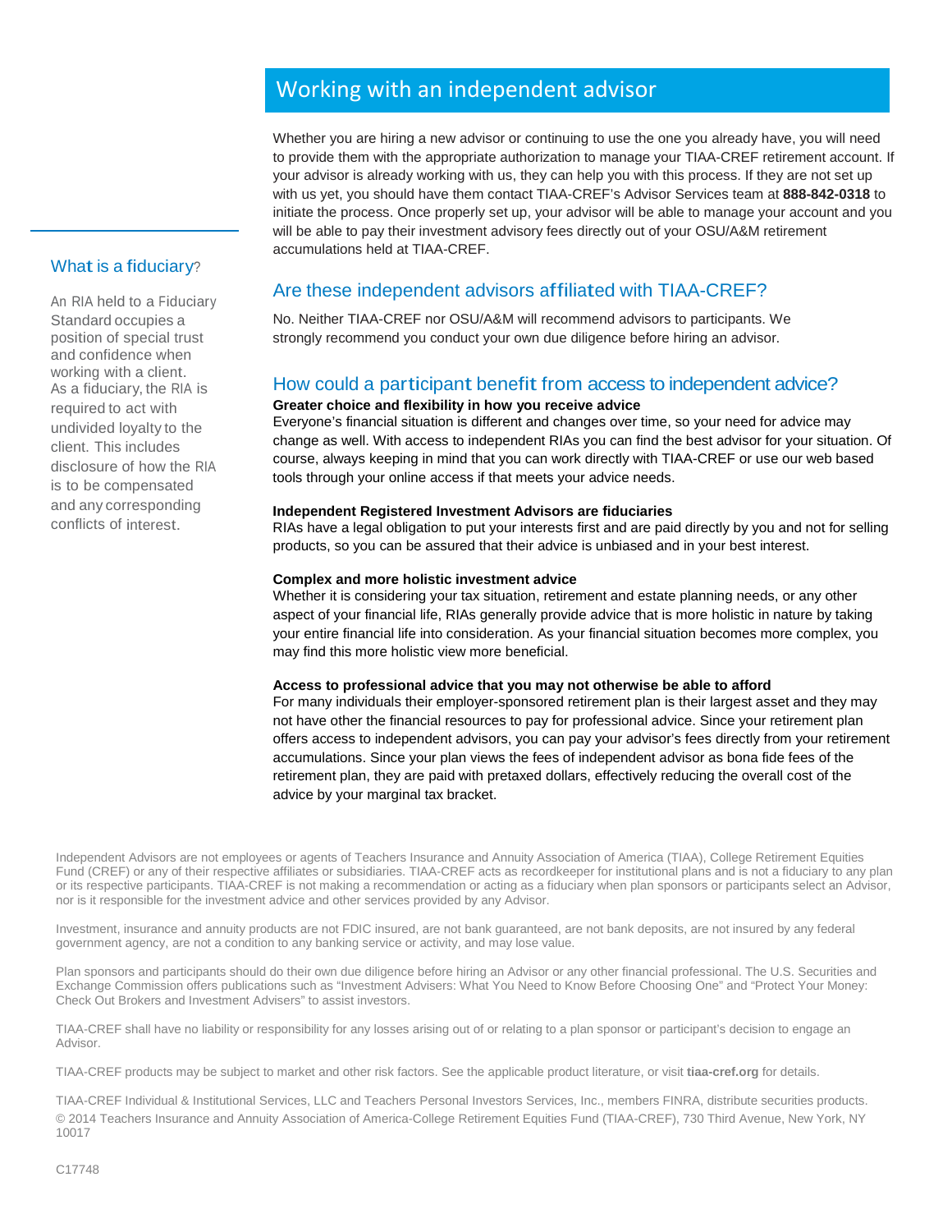## Working with an independent advisor

Whether you are hiring a new advisor or continuing to use the one you already have, you will need to provide them with the appropriate authorization to manage your TIAA-CREF retirement account. If your advisor is already working with us, they can help you with this process. If they are not set up with us yet, you should have them contact TIAA-CREF's Advisor Services team at **888-842-0318** to initiate the process. Once properly set up, your advisor will be able to manage your account and you will be able to pay their investment advisory fees directly out of your OSU/A&M retirement accumulations held at TIAA-CREF.

### What is a fiduciary?

An RIA held to a Fiduciary Standard occupies a position of special trust and confidence when working with a client. As a fiduciary, the RIA is required to act with undivided loyalty to the client. This includes disclosure of how the RIA is to be compensated and any corresponding conflicts of interest.

### Are these independent advisors affiliated with TIAA-CREF?

No. Neither TIAA-CREF nor OSU/A&M will recommend advisors to participants. We strongly recommend you conduct your own due diligence before hiring an advisor.

### How could a participant benefit from access to independent advice?

**Greater choice and flexibility in how you receive advice**
Everyone's financial situation is different and changes over time, so your need for advice may change as well. With access to independent RIAs you can find the best advisor for your situation. Of course, always keeping in mind that you can work directly with TIAA-CREF or use our web based tools through your online access if that meets your advice needs.

**Independent Registered Investment Advisors are fiduciaries**
RIAs have a legal obligation to put your interests first and are paid directly by you and not for selling products, so you can be assured that their advice is unbiased and in your best interest.

**Complex and more holistic investment advice**
Whether it is considering your tax situation, retirement and estate planning needs, or any other aspect of your financial life, RIAs generally provide advice that is more holistic in nature by taking your entire financial life into consideration. As your financial situation becomes more complex, you may find this more holistic view more beneficial.

**Access to professional advice that you may not otherwise be able to afford**
For many individuals their employer-sponsored retirement plan is their largest asset and they may not have other the financial resources to pay for professional advice. Since your retirement plan offers access to independent advisors, you can pay your advisor's fees directly from your retirement accumulations. Since your plan views the fees of independent advisor as bona fide fees of the retirement plan, they are paid with pretaxed dollars, effectively reducing the overall cost of the advice by your marginal tax bracket.

Independent Advisors are not employees or agents of Teachers Insurance and Annuity Association of America (TIAA), College Retirement Equities Fund (CREF) or any of their respective affiliates or subsidiaries. TIAA-CREF acts as recordkeeper for institutional plans and is not a fiduciary to any plan or its respective participants. TIAA-CREF is not making a recommendation or acting as a fiduciary when plan sponsors or participants select an Advisor, nor is it responsible for the investment advice and other services provided by any Advisor.

Investment, insurance and annuity products are not FDIC insured, are not bank guaranteed, are not bank deposits, are not insured by any federal government agency, are not a condition to any banking service or activity, and may lose value.

Plan sponsors and participants should do their own due diligence before hiring an Advisor or any other financial professional. The U.S. Securities and Exchange Commission offers publications such as "Investment Advisers: What You Need to Know Before Choosing One" and "Protect Your Money: Check Out Brokers and Investment Advisers" to assist investors.

TIAA-CREF shall have no liability or responsibility for any losses arising out of or relating to a plan sponsor or participant's decision to engage an Advisor.

TIAA-CREF products may be subject to market and other risk factors. See the applicable product literature, or visit **tiaa-cref.org** for details.

TIAA-CREF Individual & Institutional Services, LLC and Teachers Personal Investors Services, Inc., members FINRA, distribute securities products.
© 2014 Teachers Insurance and Annuity Association of America-College Retirement Equities Fund (TIAA-CREF), 730 Third Avenue, New York, NY 10017

C17748